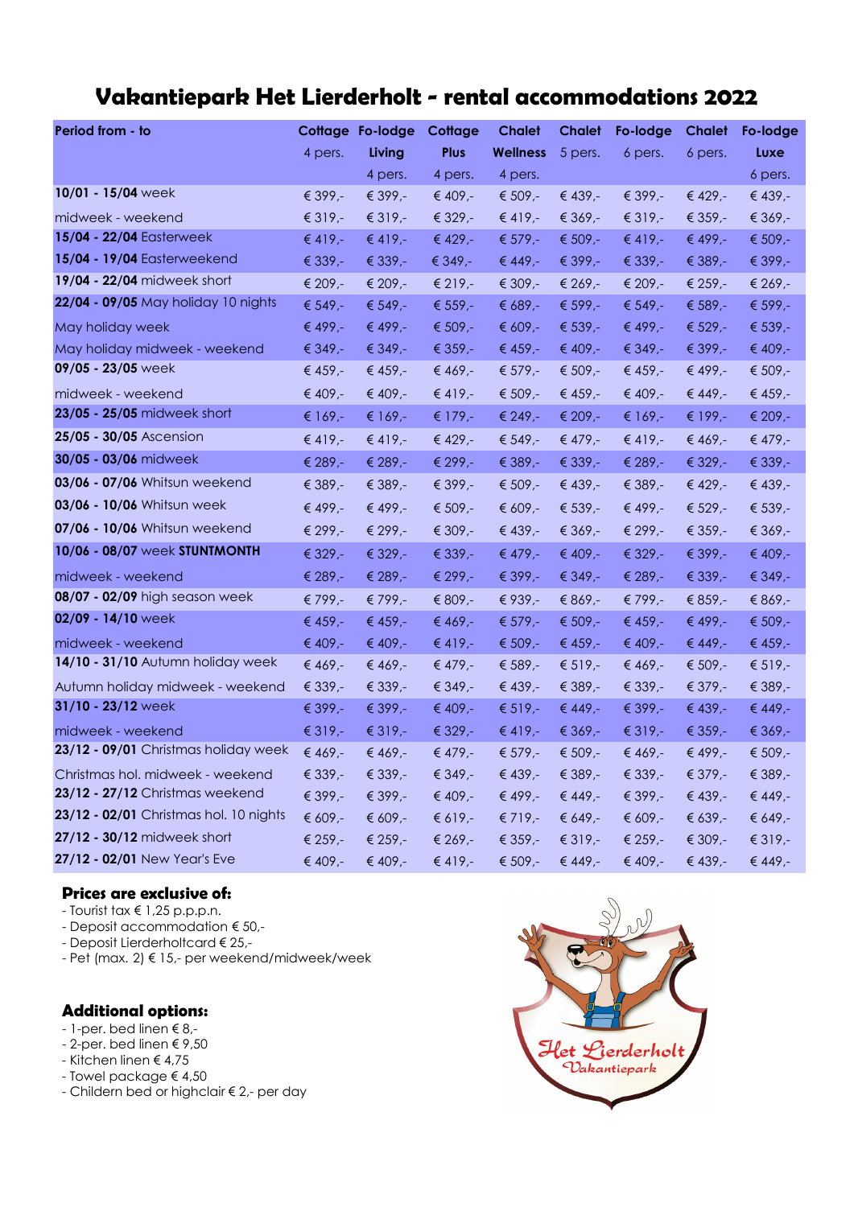# Vakantiepark Het Lierderholt - rental accommodations 2022

| Period from - to | Cottage 4 pers. | Fo-lodge Living 4 pers. | Cottage Plus 4 pers. | Chalet Wellness 4 pers. | Chalet 5 pers. | Fo-lodge 6 pers. | Chalet 6 pers. | Fo-lodge Luxe 6 pers. |
|---|---|---|---|---|---|---|---|---|
| **10/01 - 15/04** week | € 399,- | € 399,- | € 409,- | € 509,- | € 439,- | € 399,- | € 429,- | € 439,- |
| midweek - weekend | € 319,- | € 319,- | € 329,- | € 419,- | € 369,- | € 319,- | € 359,- | € 369,- |
| **15/04 - 22/04** Easterweek | € 419,- | € 419,- | € 429,- | € 579,- | € 509,- | € 419,- | € 499,- | € 509,- |
| **15/04 - 19/04** Easterweekend | € 339,- | € 339,- | € 349,- | € 449,- | € 399,- | € 339,- | € 389,- | € 399,- |
| **19/04 - 22/04** midweek short | € 209,- | € 209,- | € 219,- | € 309,- | € 269,- | € 209,- | € 259,- | € 269,- |
| **22/04 - 09/05** May holiday 10 nights | € 549,- | € 549,- | € 559,- | € 689,- | € 599,- | € 549,- | € 589,- | € 599,- |
| May holiday week | € 499,- | € 499,- | € 509,- | € 609,- | € 539,- | € 499,- | € 529,- | € 539,- |
| May holiday midweek - weekend | € 349,- | € 349,- | € 359,- | € 459,- | € 409,- | € 349,- | € 399,- | € 409,- |
| **09/05 - 23/05** week | € 459,- | € 459,- | € 469,- | € 579,- | € 509,- | € 459,- | € 499,- | € 509,- |
| midweek - weekend | € 409,- | € 409,- | € 419,- | € 509,- | € 459,- | € 409,- | € 449,- | € 459,- |
| **23/05 - 25/05** midweek short | € 169,- | € 169,- | € 179,- | € 249,- | € 209,- | € 169,- | € 199,- | € 209,- |
| **25/05 - 30/05** Ascension | € 419,- | € 419,- | € 429,- | € 549,- | € 479,- | € 419,- | € 469,- | € 479,- |
| **30/05 - 03/06** midweek | € 289,- | € 289,- | € 299,- | € 389,- | € 339,- | € 289,- | € 329,- | € 339,- |
| **03/06 - 07/06** Whitsun weekend | € 389,- | € 389,- | € 399,- | € 509,- | € 439,- | € 389,- | € 429,- | € 439,- |
| **03/06 - 10/06** Whitsun week | € 499,- | € 499,- | € 509,- | € 609,- | € 539,- | € 499,- | € 529,- | € 539,- |
| **07/06 - 10/06** Whitsun weekend | € 299,- | € 299,- | € 309,- | € 439,- | € 369,- | € 299,- | € 359,- | € 369,- |
| **10/06 - 08/07** week **STUNTMONTH** | € 329,- | € 329,- | € 339,- | € 479,- | € 409,- | € 329,- | € 399,- | € 409,- |
| midweek - weekend | € 289,- | € 289,- | € 299,- | € 399,- | € 349,- | € 289,- | € 339,- | € 349,- |
| **08/07 - 02/09** high season week | € 799,- | € 799,- | € 809,- | € 939,- | € 869,- | € 799,- | € 859,- | € 869,- |
| **02/09 - 14/10** week | € 459,- | € 459,- | € 469,- | € 579,- | € 509,- | € 459,- | € 499,- | € 509,- |
| midweek - weekend | € 409,- | € 409,- | € 419,- | € 509,- | € 459,- | € 409,- | € 449,- | € 459,- |
| **14/10 - 31/10** Autumn holiday week | € 469,- | € 469,- | € 479,- | € 589,- | € 519,- | € 469,- | € 509,- | € 519,- |
| Autumn holiday midweek - weekend | € 339,- | € 339,- | € 349,- | € 439,- | € 389,- | € 339,- | € 379,- | € 389,- |
| **31/10 - 23/12** week | € 399,- | € 399,- | € 409,- | € 519,- | € 449,- | € 399,- | € 439,- | € 449,- |
| midweek - weekend | € 319,- | € 319,- | € 329,- | € 419,- | € 369,- | € 319,- | € 359,- | € 369,- |
| **23/12 - 09/01** Christmas holiday week | € 469,- | € 469,- | € 479,- | € 579,- | € 509,- | € 469,- | € 499,- | € 509,- |
| Christmas hol. midweek - weekend | € 339,- | € 339,- | € 349,- | € 439,- | € 389,- | € 339,- | € 379,- | € 389,- |
| **23/12 - 27/12** Christmas weekend | € 399,- | € 399,- | € 409,- | € 499,- | € 449,- | € 399,- | € 439,- | € 449,- |
| **23/12 - 02/01** Christmas hol. 10 nights | € 609,- | € 609,- | € 619,- | € 719,- | € 649,- | € 609,- | € 639,- | € 649,- |
| **27/12 - 30/12** midweek short | € 259,- | € 259,- | € 269,- | € 359,- | € 319,- | € 259,- | € 309,- | € 319,- |
| **27/12 - 02/01** New Year's Eve | € 409,- | € 409,- | € 419,- | € 509,- | € 449,- | € 409,- | € 439,- | € 449,- |

### Prices are exclusive of:

- Tourist tax € 1,25 p.p.p.n.
- Deposit accommodation € 50,-
- Deposit Lierderholtcard € 25,-
- Pet (max. 2) € 15,- per weekend/midweek/week

### Additional options:

- 1-per. bed linen € 8,-
- 2-per. bed linen € 9,50
- Kitchen linen € 4,75
- Towel package € 4,50
- Childern bed or highclair € 2,- per day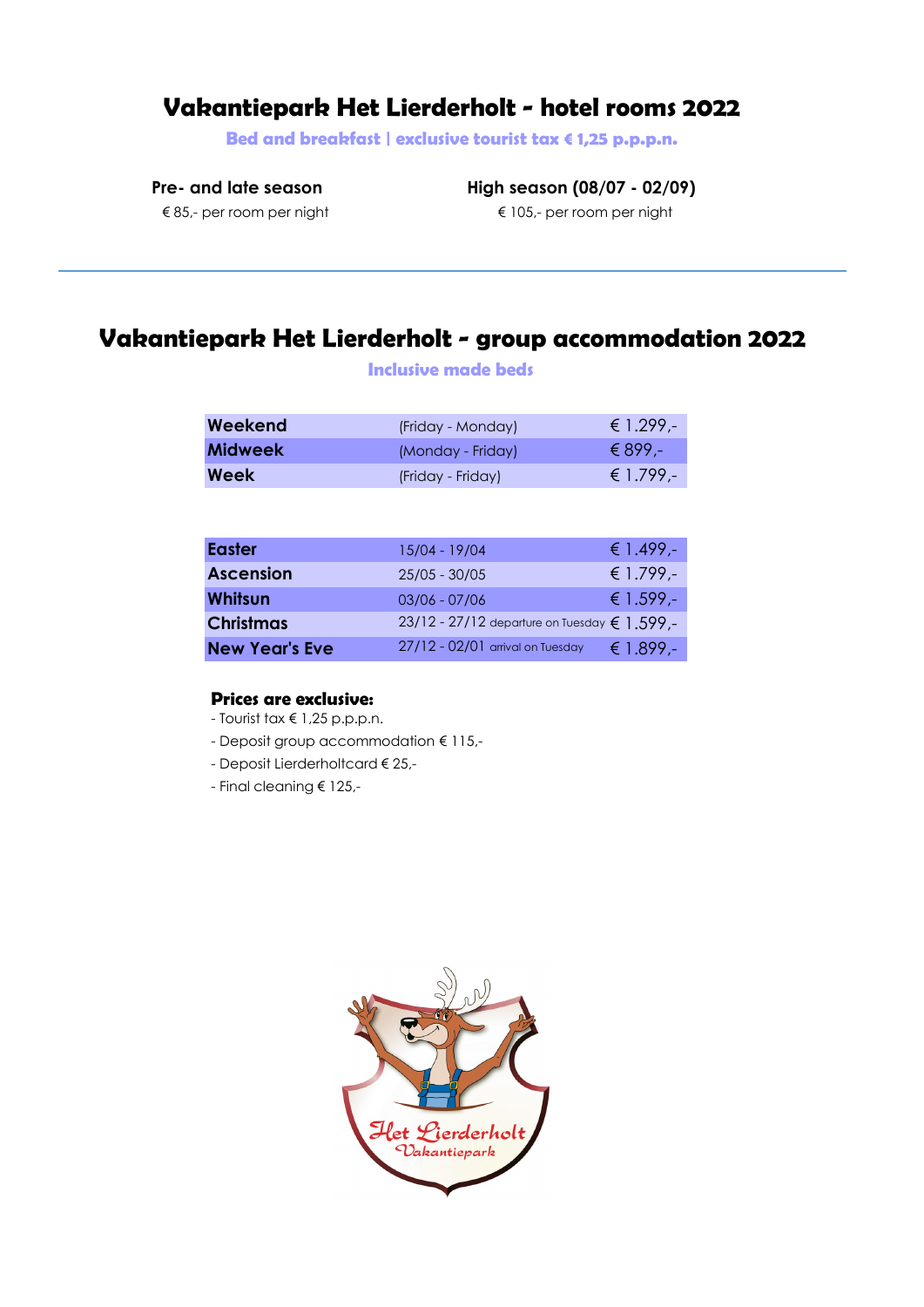# Vakantiepark Het Lierderholt - hotel rooms 2022

**Bed and breakfast | exclusive tourist tax € 1,25 p.p.p.n.**

**Pre- and late season**
€ 85,- per room per night

**High season (08/07 - 02/09)**
€ 105,- per room per night

---

# Vakantiepark Het Lierderholt - group accommodation 2022

**Inclusive made beds**

| | | |
|---|---|---|
| **Weekend** | (Friday - Monday) | € 1.299,- |
| **Midweek** | (Monday - Friday) | € 899,- |
| **Week** | (Friday - Friday) | € 1.799,- |

| | | |
|---|---|---|
| **Easter** | 15/04 - 19/04 | € 1.499,- |
| **Ascension** | 25/05 - 30/05 | € 1.799,- |
| **Whitsun** | 03/06 - 07/06 | € 1.599,- |
| **Christmas** | 23/12 - 27/12 departure on Tuesday | € 1.599,- |
| **New Year's Eve** | 27/12 - 02/01 arrival on Tuesday | € 1.899,- |

**Prices are exclusive:**
- Tourist tax € 1,25 p.p.p.n.
- Deposit group accommodation € 115,-
- Deposit Lierderholtcard € 25,-
- Final cleaning € 125,-

Het Lierderholt
Vakantiepark